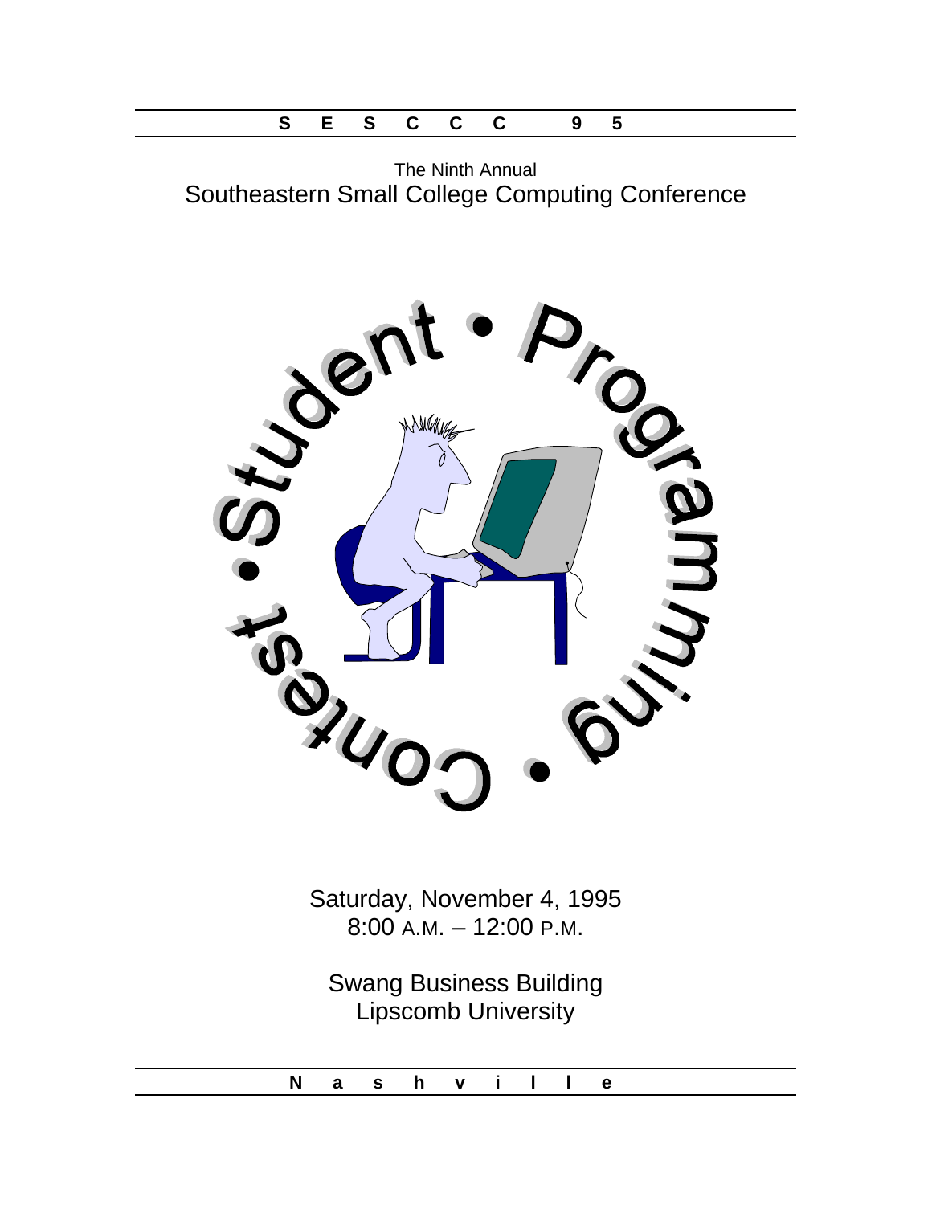**S E S C C C 9 5**

The Ninth Annual

# Southeastern Small College Computing Conference

Student • Programming • Contest •

Saturday, November 4, 1995

8:00 A.M. – 12:00 P.M.

Swang Business Building

Lipscomb University

**N a s h v i l l e**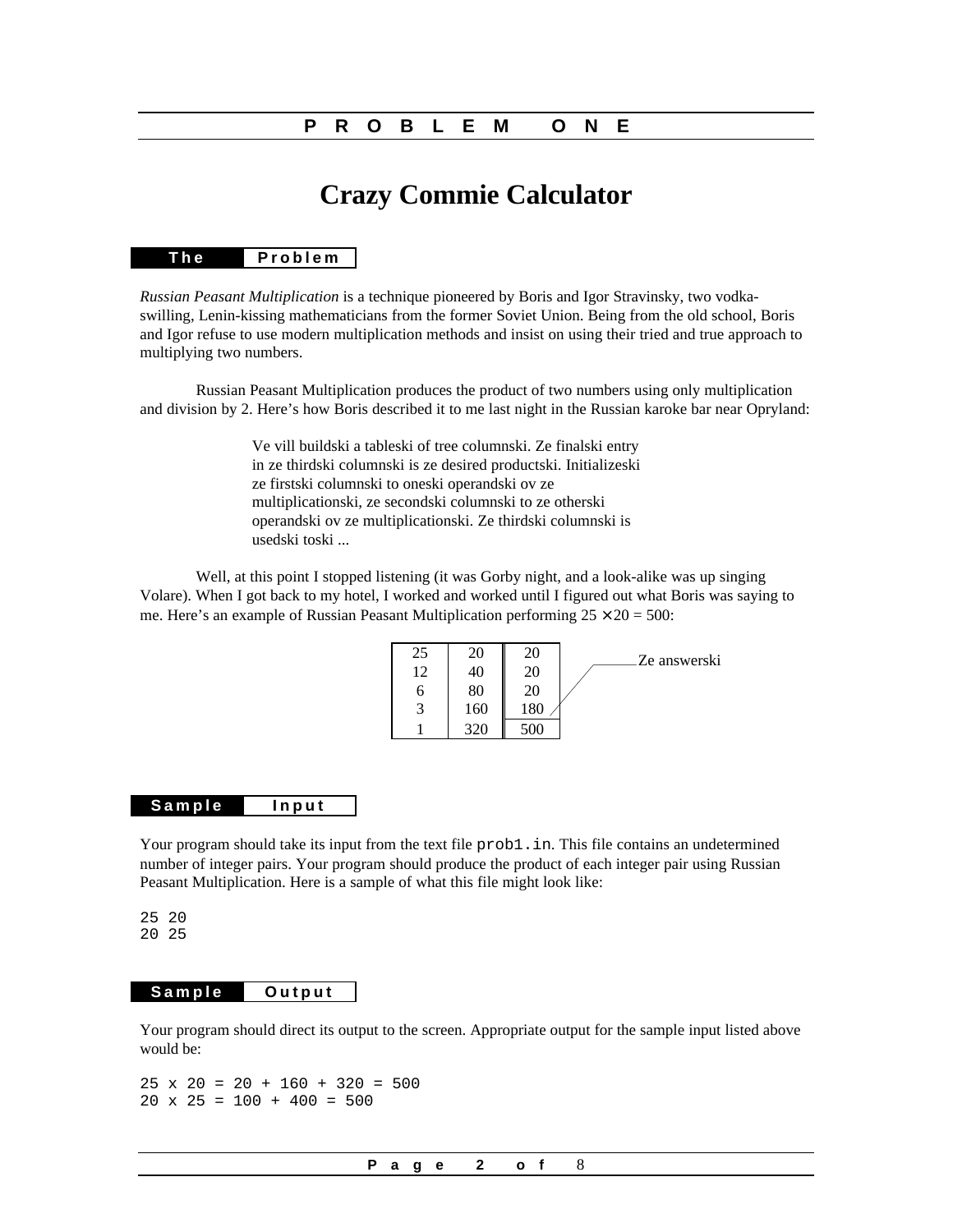# P R O B L E M   O N E

# Crazy Commie Calculator

## The Problem

*Russian Peasant Multiplication* is a technique pioneered by Boris and Igor Stravinsky, two vodka-swilling, Lenin-kissing mathematicians from the former Soviet Union. Being from the old school, Boris and Igor refuse to use modern multiplication methods and insist on using their tried and true approach to multiplying two numbers.

Russian Peasant Multiplication produces the product of two numbers using only multiplication and division by 2. Here's how Boris described it to me last night in the Russian karoke bar near Opryland:

> Ve vill buildski a tableski of tree columnski. Ze finalski entry in ze thirdski columnski is ze desired productski. Initializeski ze firstski columnski to oneski operandski ov ze multiplicationski, ze secondski columnski to ze otherski operandski ov ze multiplicationski. Ze thirdski columnski is usedski toski ...

Well, at this point I stopped listening (it was Gorby night, and a look-alike was up singing Volare). When I got back to my hotel, I worked and worked until I figured out what Boris was saying to me. Here's an example of Russian Peasant Multiplication performing $25 \times 20 = 500$:

| | | |
|---|---|---|
| 25 | 20 | 20 |
| 12 | 40 | 20 |
| 6 | 80 | 20 |
| 3 | 160 | 180 |
| 1 | 320 | 500 |

Ze answerski (pointing to 500)

## Sample Input

Your program should take its input from the text file `prob1.in`. This file contains an undetermined number of integer pairs. Your program should produce the product of each integer pair using Russian Peasant Multiplication. Here is a sample of what this file might look like:

```
25 20
20 25
```

## Sample Output

Your program should direct its output to the screen. Appropriate output for the sample input listed above would be:

```
25 x 20 = 20 + 160 + 320 = 500
20 x 25 = 100 + 400 = 500
```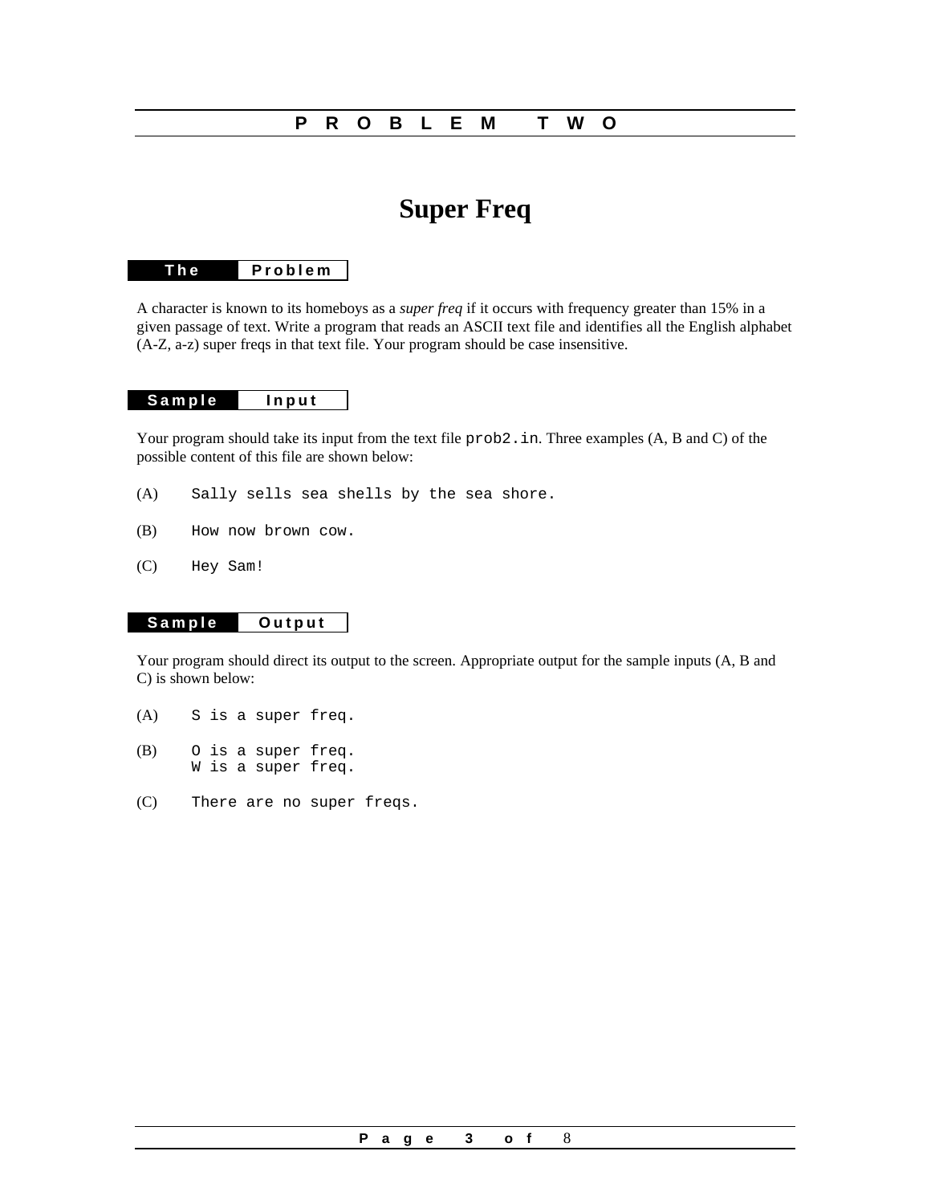# PROBLEM TWO

## Super Freq

### The Problem

A character is known to its homeboys as a *super freq* if it occurs with frequency greater than 15% in a given passage of text. Write a program that reads an ASCII text file and identifies all the English alphabet (A-Z, a-z) super freqs in that text file. Your program should be case insensitive.

### Sample Input

Your program should take its input from the text file `prob2.in`. Three examples (A, B and C) of the possible content of this file are shown below:

(A)
```
Sally sells sea shells by the sea shore.
```

(B)
```
How now brown cow.
```

(C)
```
Hey Sam!
```

### Sample Output

Your program should direct its output to the screen. Appropriate output for the sample inputs (A, B and C) is shown below:

(A)
```
S is a super freq.
```

(B)
```
O is a super freq.
W is a super freq.
```

(C)
```
There are no super freqs.
```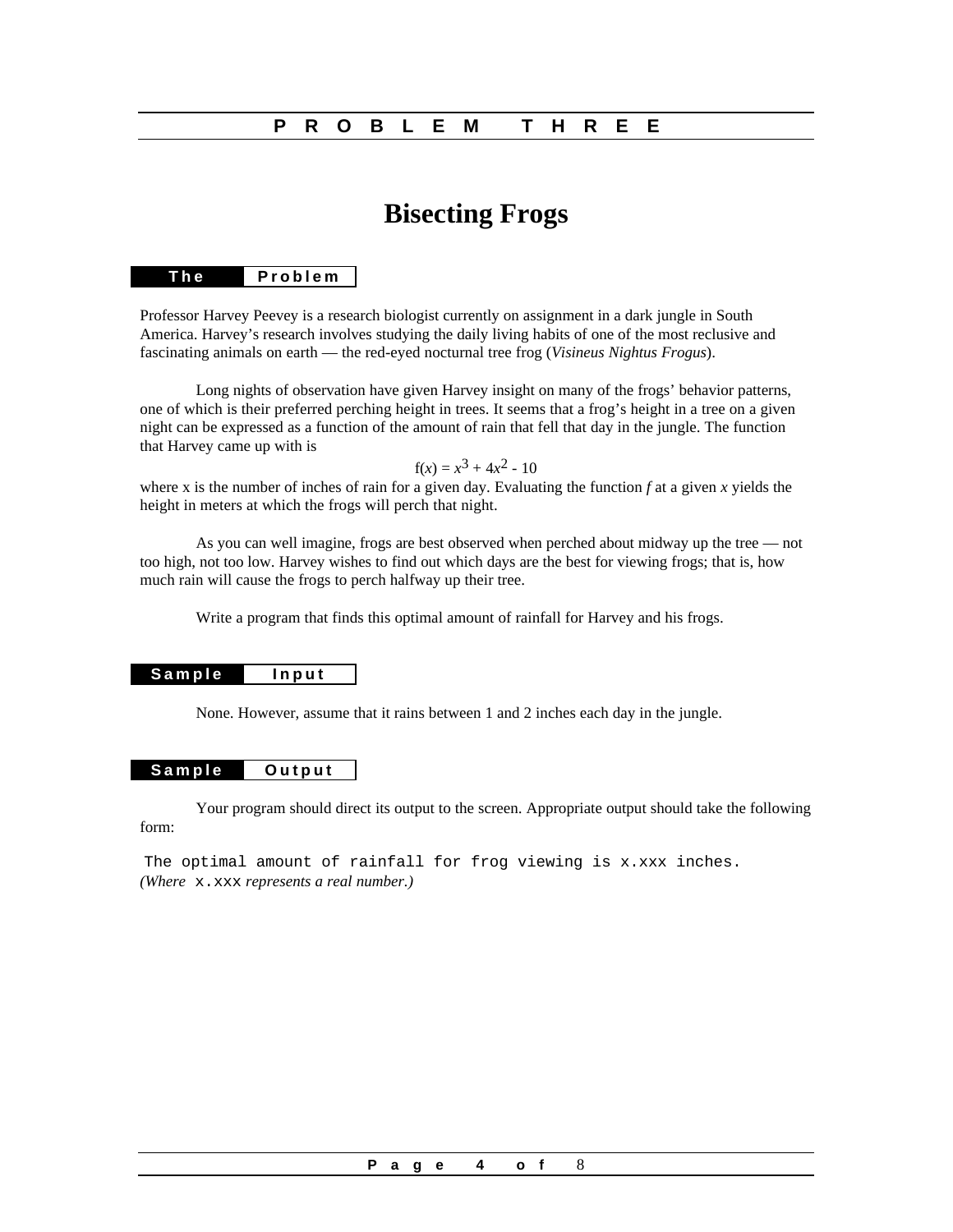## PROBLEM THREE

# Bisecting Frogs

### The Problem

Professor Harvey Peevey is a research biologist currently on assignment in a dark jungle in South America. Harvey's research involves studying the daily living habits of one of the most reclusive and fascinating animals on earth — the red-eyed nocturnal tree frog (*Visineus Nightus Frogus*).

Long nights of observation have given Harvey insight on many of the frogs' behavior patterns, one of which is their preferred perching height in trees. It seems that a frog's height in a tree on a given night can be expressed as a function of the amount of rain that fell that day in the jungle. The function that Harvey came up with is

$$f(x) = x^3 + 4x^2 - 10$$

where x is the number of inches of rain for a given day. Evaluating the function *f* at a given *x* yields the height in meters at which the frogs will perch that night.

As you can well imagine, frogs are best observed when perched about midway up the tree — not too high, not too low. Harvey wishes to find out which days are the best for viewing frogs; that is, how much rain will cause the frogs to perch halfway up their tree.

Write a program that finds this optimal amount of rainfall for Harvey and his frogs.

### Sample Input

None. However, assume that it rains between 1 and 2 inches each day in the jungle.

### Sample Output

Your program should direct its output to the screen. Appropriate output should take the following form:

```
The optimal amount of rainfall for frog viewing is x.xxx inches.
```

*(Where* `x.xxx` *represents a real number.)*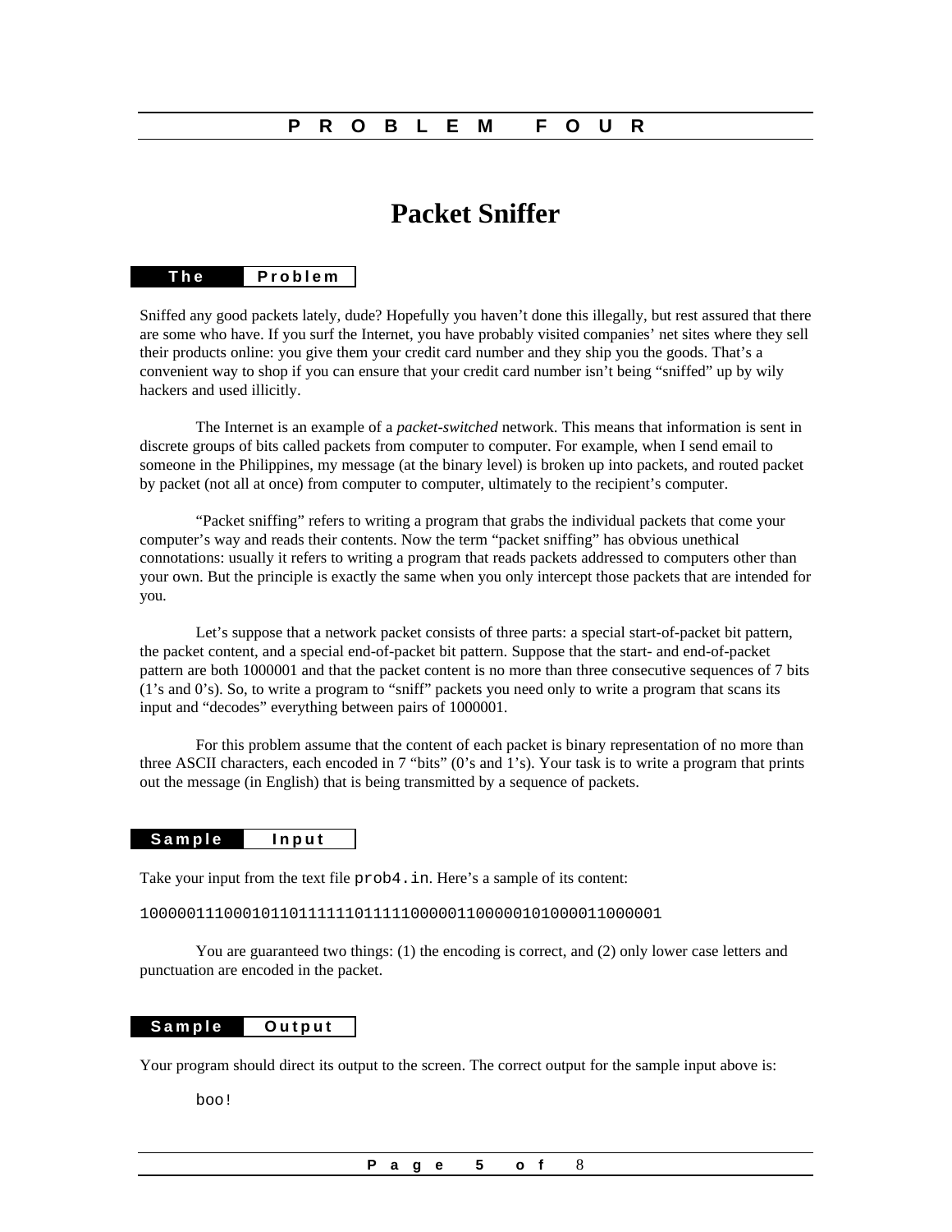# PROBLEM FOUR

## Packet Sniffer

### The Problem

Sniffed any good packets lately, dude? Hopefully you haven't done this illegally, but rest assured that there are some who have. If you surf the Internet, you have probably visited companies' net sites where they sell their products online: you give them your credit card number and they ship you the goods. That's a convenient way to shop if you can ensure that your credit card number isn't being "sniffed" up by wily hackers and used illicitly.

The Internet is an example of a *packet-switched* network. This means that information is sent in discrete groups of bits called packets from computer to computer. For example, when I send email to someone in the Philippines, my message (at the binary level) is broken up into packets, and routed packet by packet (not all at once) from computer to computer, ultimately to the recipient's computer.

"Packet sniffing" refers to writing a program that grabs the individual packets that come your computer's way and reads their contents. Now the term "packet sniffing" has obvious unethical connotations: usually it refers to writing a program that reads packets addressed to computers other than your own. But the principle is exactly the same when you only intercept those packets that are intended for you.

Let's suppose that a network packet consists of three parts: a special start-of-packet bit pattern, the packet content, and a special end-of-packet bit pattern. Suppose that the start- and end-of-packet pattern are both 1000001 and that the packet content is no more than three consecutive sequences of 7 bits (1's and 0's). So, to write a program to "sniff" packets you need only to write a program that scans its input and "decodes" everything between pairs of 1000001.

For this problem assume that the content of each packet is binary representation of no more than three ASCII characters, each encoded in 7 "bits" (0's and 1's). Your task is to write a program that prints out the message (in English) that is being transmitted by a sequence of packets.

### Sample Input

Take your input from the text file `prob4.in`. Here's a sample of its content:

```
100000111000101101111111011111000001100000101000011000001
```

You are guaranteed two things: (1) the encoding is correct, and (2) only lower case letters and punctuation are encoded in the packet.

### Sample Output

Your program should direct its output to the screen. The correct output for the sample input above is:

```
boo!
```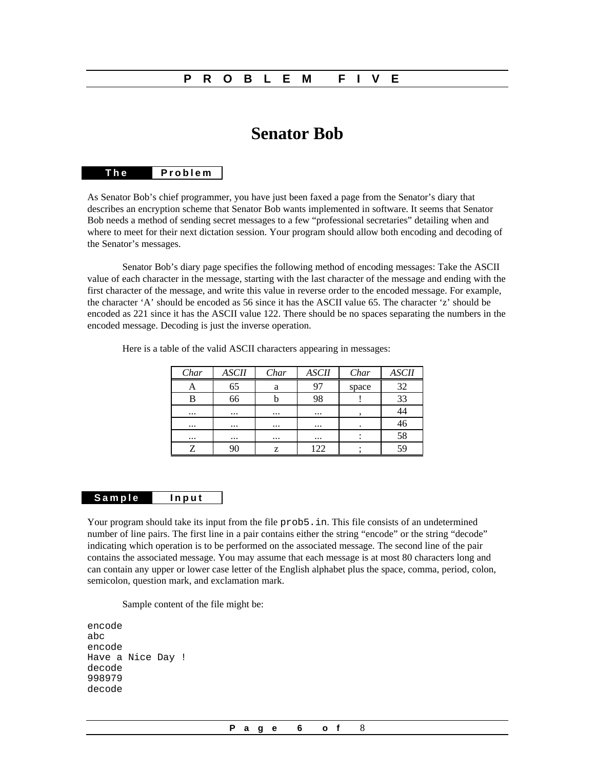## PROBLEM FIVE

# Senator Bob

### The Problem

As Senator Bob's chief programmer, you have just been faxed a page from the Senator's diary that describes an encryption scheme that Senator Bob wants implemented in software. It seems that Senator Bob needs a method of sending secret messages to a few "professional secretaries" detailing when and where to meet for their next dictation session. Your program should allow both encoding and decoding of the Senator's messages.

Senator Bob's diary page specifies the following method of encoding messages: Take the ASCII value of each character in the message, starting with the last character of the message and ending with the first character of the message, and write this value in reverse order to the encoded message. For example, the character 'A' should be encoded as 56 since it has the ASCII value 65. The character 'z' should be encoded as 221 since it has the ASCII value 122. There should be no spaces separating the numbers in the encoded message. Decoding is just the inverse operation.

Here is a table of the valid ASCII characters appearing in messages:

| *Char* | *ASCII* | *Char* | *ASCII* | *Char* | *ASCII* |
|---|---|---|---|---|---|
| A | 65 | a | 97 | space | 32 |
| B | 66 | b | 98 | ! | 33 |
| ... | ... | ... | ... | , | 44 |
| ... | ... | ... | ... | . | 46 |
| ... | ... | ... | ... | : | 58 |
| Z | 90 | z | 122 | ; | 59 |

### Sample Input

Your program should take its input from the file `prob5.in`. This file consists of an undetermined number of line pairs. The first line in a pair contains either the string "encode" or the string "decode" indicating which operation is to be performed on the associated message. The second line of the pair contains the associated message. You may assume that each message is at most 80 characters long and can contain any upper or lower case letter of the English alphabet plus the space, comma, period, colon, semicolon, question mark, and exclamation mark.

Sample content of the file might be:

```
encode
abc
encode
Have a Nice Day !
decode
998979
decode
```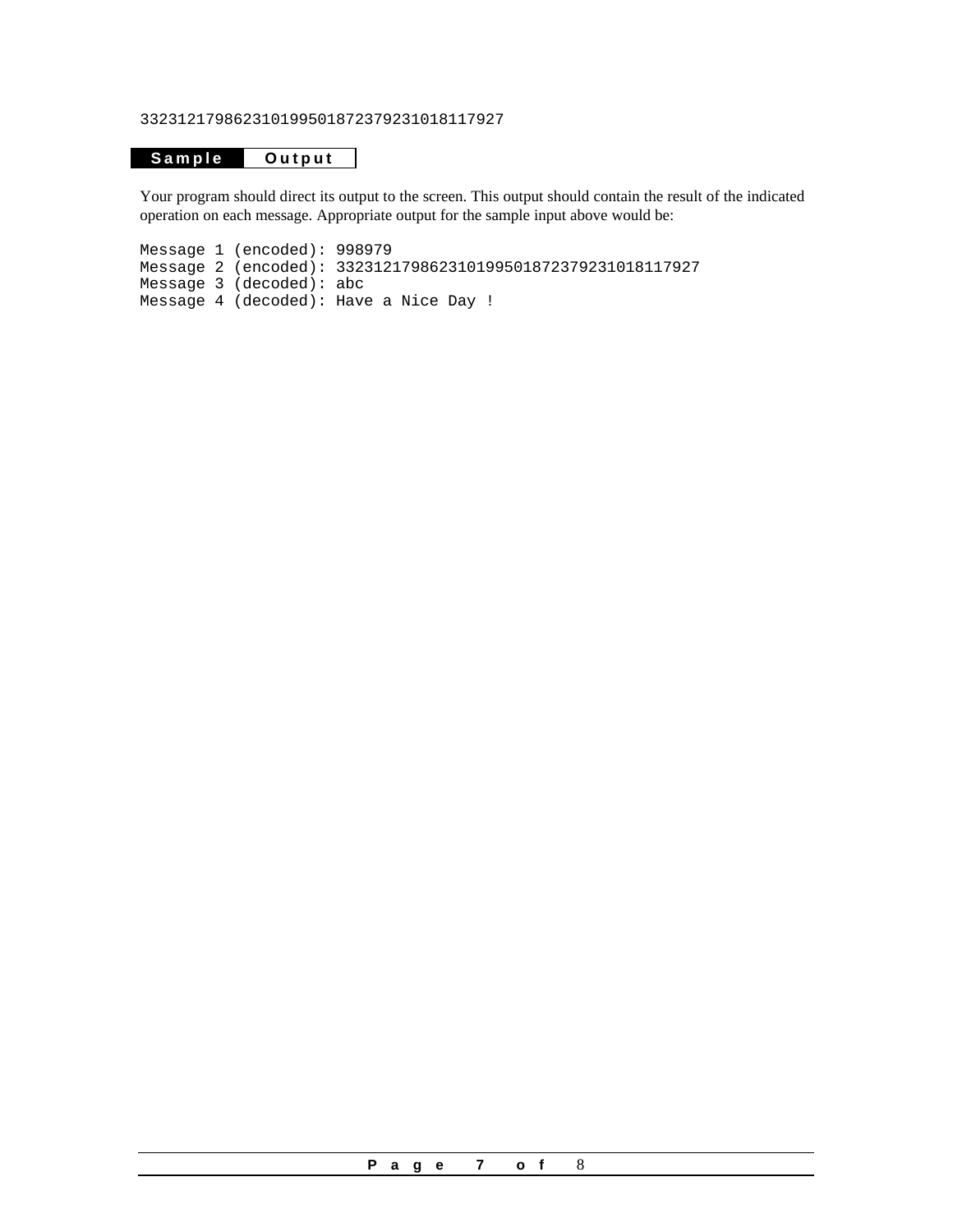```
3323121798623101995018723792310181179​27
```

## Sample Output

Your program should direct its output to the screen. This output should contain the result of the indicated operation on each message. Appropriate output for the sample input above would be:

```
Message 1 (encoded): 998979
Message 2 (encoded): 332312179862310199501872379231018117927
Message 3 (decoded): abc
Message 4 (decoded): Have a Nice Day !
```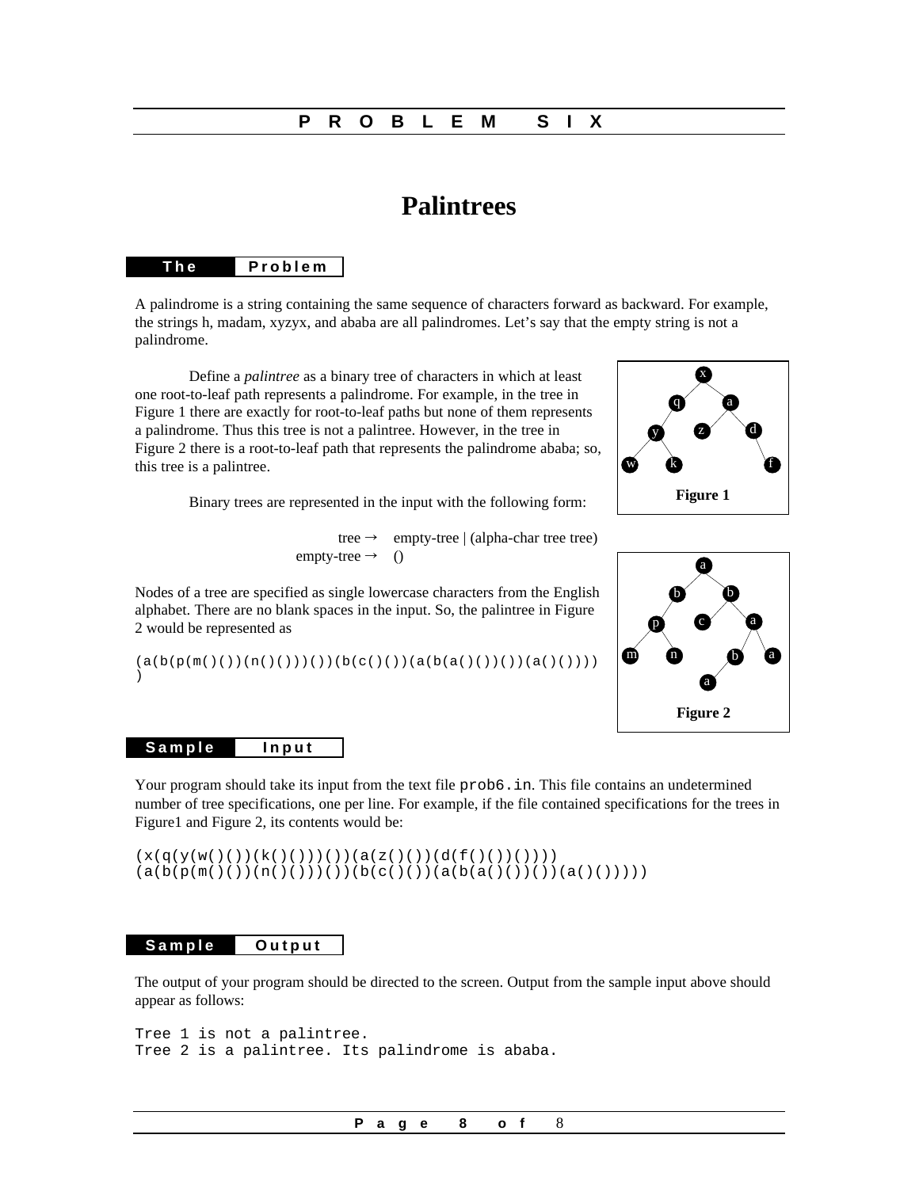# PROBLEM SIX

# Palintrees

## The Problem

A palindrome is a string containing the same sequence of characters forward as backward. For example, the strings h, madam, xyzyx, and ababa are all palindromes. Let's say that the empty string is not a palindrome.

Define a *palintree* as a binary tree of characters in which at least one root-to-leaf path represents a palindrome. For example, in the tree in Figure 1 there are exactly for root-to-leaf paths but none of them represents a palindrome. Thus this tree is not a palintree. However, in the tree in Figure 2 there is a root-to-leaf path that represents the palindrome ababa; so, this tree is a palintree.

x q a y z d w k f

**Figure 1**

Binary trees are represented in the input with the following form:

tree → empty-tree | (alpha-char tree tree)
empty-tree → ()

Nodes of a tree are specified as single lowercase characters from the English alphabet. There are no blank spaces in the input. So, the palintree in Figure 2 would be represented as

```
(a(b(p(m()())(n()()))())(b(c()())(a(b(a()())())(a()()))))
)
```

a b b p c a m n b a a

**Figure 2**

## Sample Input

Your program should take its input from the text file `prob6.in`. This file contains an undetermined number of tree specifications, one per line. For example, if the file contained specifications for the trees in Figure1 and Figure 2, its contents would be:

```
(x(q(y(w()())(k()()))())(a(z()())(d(f()())())))
(a(b(p(m()())(n()()))())(b(c()())(a(b(a()())())(a()()))))
```

## Sample Output

The output of your program should be directed to the screen. Output from the sample input above should appear as follows:

```
Tree 1 is not a palintree.
Tree 2 is a palintree. Its palindrome is ababa.
```